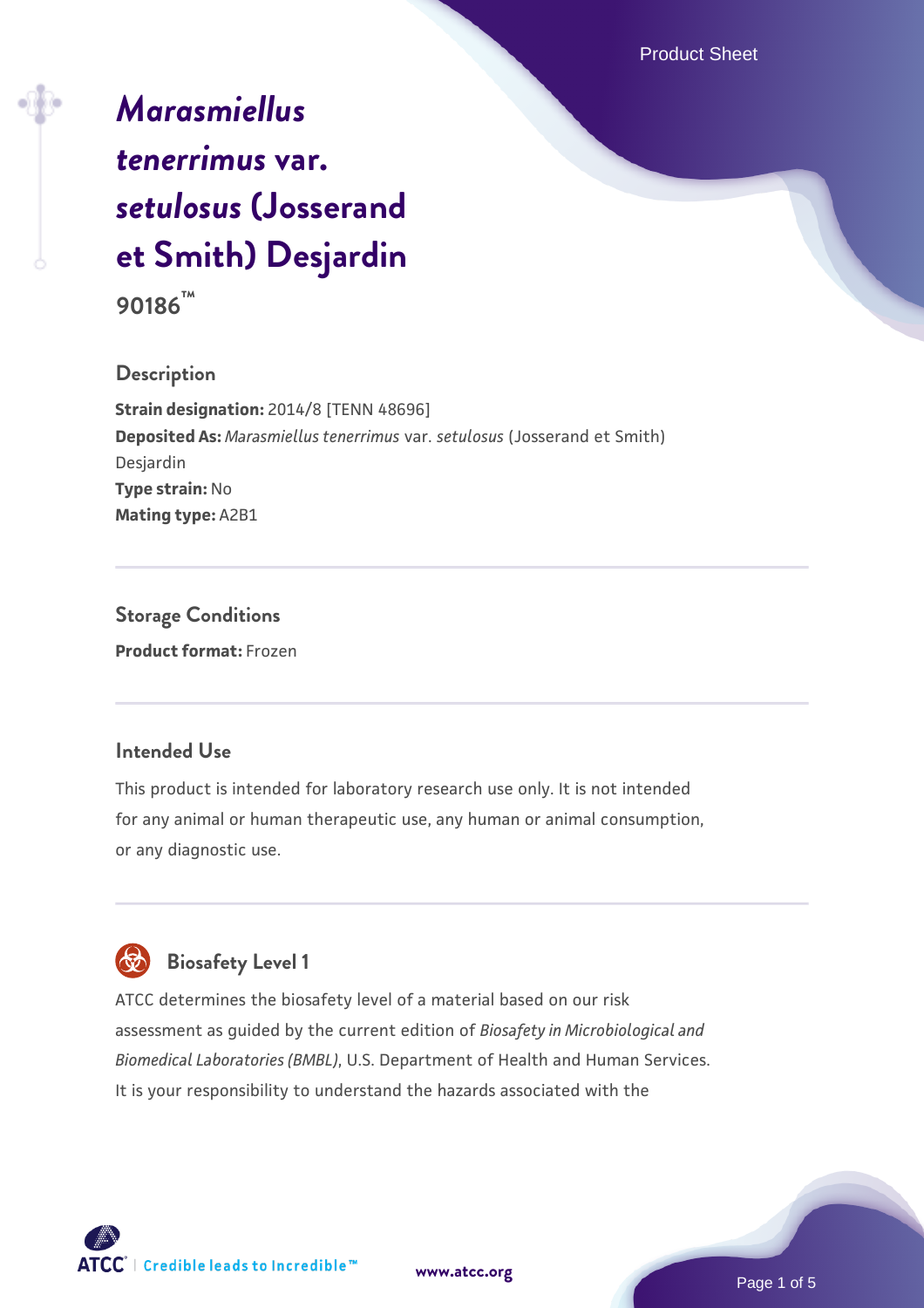# *Marasmiellus tenerrimus* var. *setulosus* (Josserand et Smith) Desjardin

**90186™**

## Description

**Strain designation:** 2014/8 [TENN 48696]
**Deposited As:** *Marasmiellus tenerrimus* var. *setulosus* (Josserand et Smith) Desjardin
**Type strain:** No
**Mating type:** A2B1

## Storage Conditions

**Product format:** Frozen

## Intended Use

This product is intended for laboratory research use only. It is not intended for any animal or human therapeutic use, any human or animal consumption, or any diagnostic use.

## Biosafety Level 1

ATCC determines the biosafety level of a material based on our risk assessment as guided by the current edition of *Biosafety in Microbiological and Biomedical Laboratories (BMBL)*, U.S. Department of Health and Human Services. It is your responsibility to understand the hazards associated with the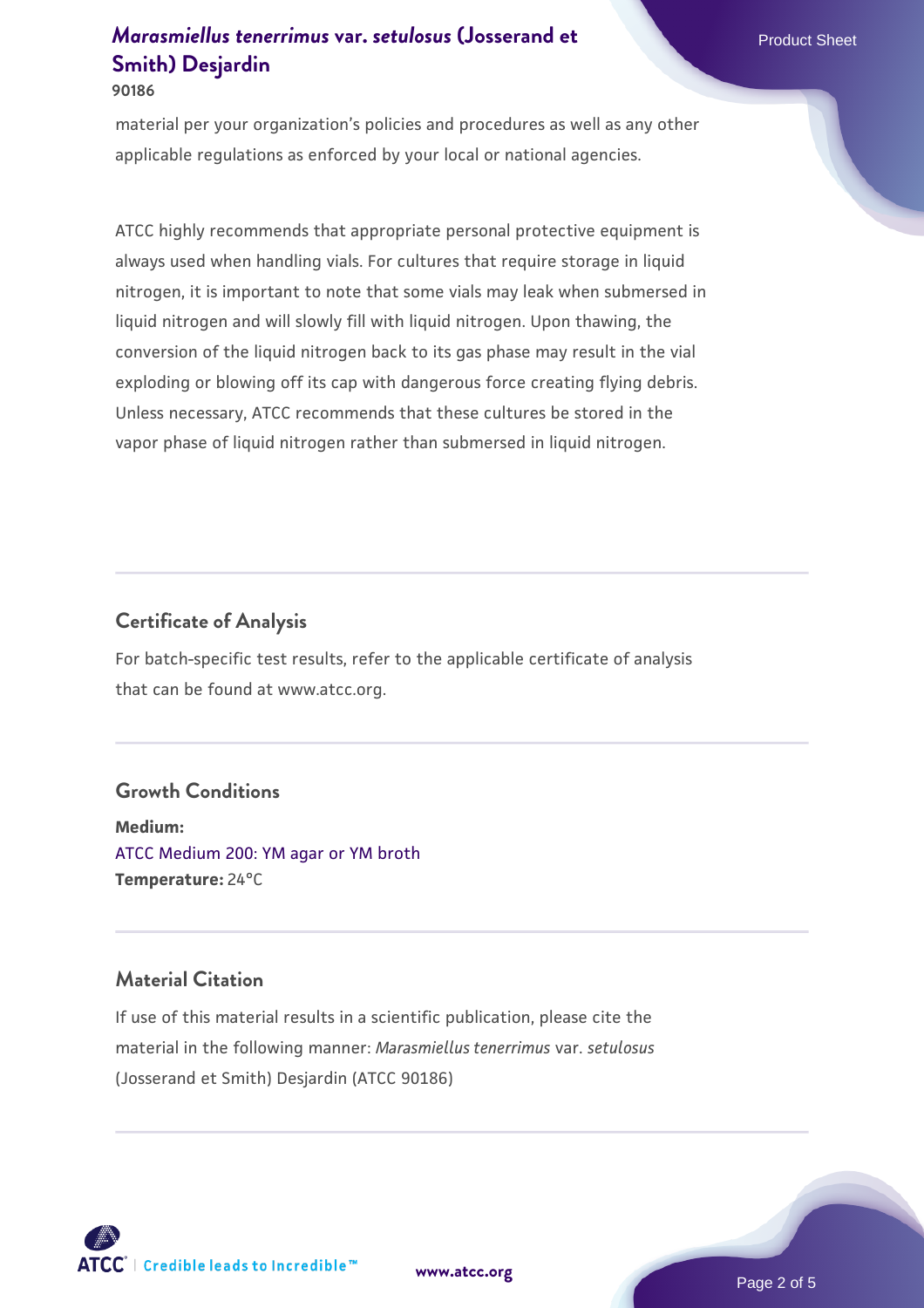material per your organization's policies and procedures as well as any other applicable regulations as enforced by your local or national agencies.

ATCC highly recommends that appropriate personal protective equipment is always used when handling vials. For cultures that require storage in liquid nitrogen, it is important to note that some vials may leak when submersed in liquid nitrogen and will slowly fill with liquid nitrogen. Upon thawing, the conversion of the liquid nitrogen back to its gas phase may result in the vial exploding or blowing off its cap with dangerous force creating flying debris. Unless necessary, ATCC recommends that these cultures be stored in the vapor phase of liquid nitrogen rather than submersed in liquid nitrogen.

## Certificate of Analysis

For batch-specific test results, refer to the applicable certificate of analysis that can be found at www.atcc.org.

## Growth Conditions

**Medium:**
ATCC Medium 200: YM agar or YM broth
**Temperature:** 24°C

## Material Citation

If use of this material results in a scientific publication, please cite the material in the following manner: *Marasmiellus tenerrimus* var. *setulosus* (Josserand et Smith) Desjardin (ATCC 90186)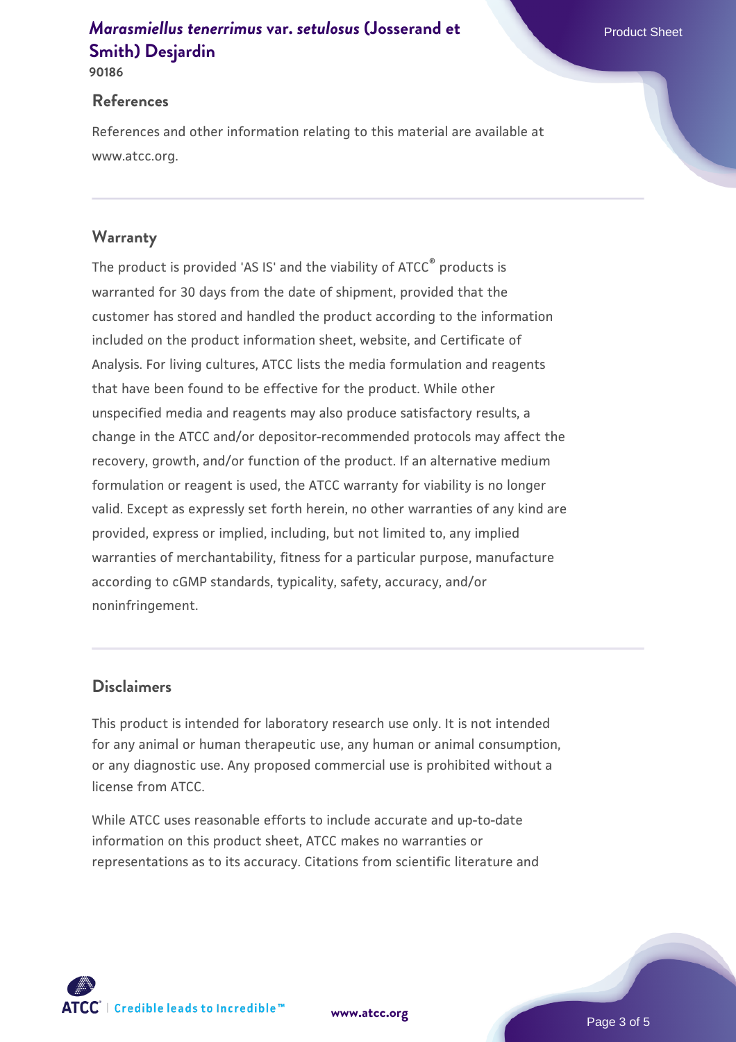## References

References and other information relating to this material are available at www.atcc.org.

## Warranty

The product is provided 'AS IS' and the viability of ATCC® products is warranted for 30 days from the date of shipment, provided that the customer has stored and handled the product according to the information included on the product information sheet, website, and Certificate of Analysis. For living cultures, ATCC lists the media formulation and reagents that have been found to be effective for the product. While other unspecified media and reagents may also produce satisfactory results, a change in the ATCC and/or depositor-recommended protocols may affect the recovery, growth, and/or function of the product. If an alternative medium formulation or reagent is used, the ATCC warranty for viability is no longer valid. Except as expressly set forth herein, no other warranties of any kind are provided, express or implied, including, but not limited to, any implied warranties of merchantability, fitness for a particular purpose, manufacture according to cGMP standards, typicality, safety, accuracy, and/or noninfringement.

## Disclaimers

This product is intended for laboratory research use only. It is not intended for any animal or human therapeutic use, any human or animal consumption, or any diagnostic use. Any proposed commercial use is prohibited without a license from ATCC.

While ATCC uses reasonable efforts to include accurate and up-to-date information on this product sheet, ATCC makes no warranties or representations as to its accuracy. Citations from scientific literature and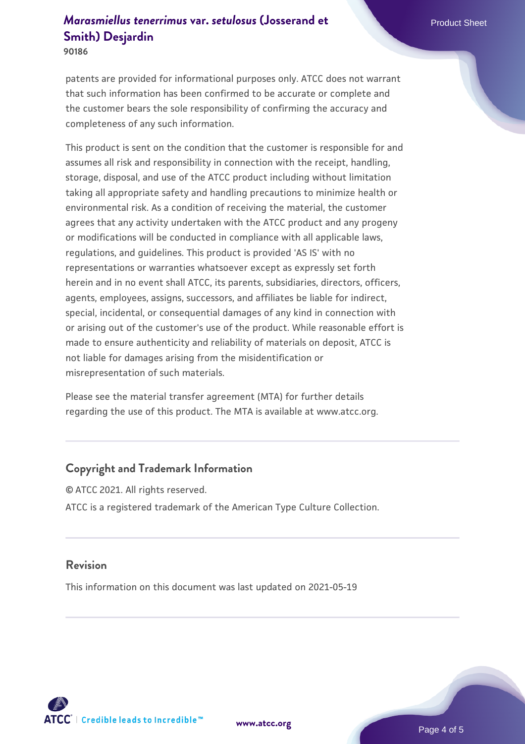patents are provided for informational purposes only. ATCC does not warrant that such information has been confirmed to be accurate or complete and the customer bears the sole responsibility of confirming the accuracy and completeness of any such information.

This product is sent on the condition that the customer is responsible for and assumes all risk and responsibility in connection with the receipt, handling, storage, disposal, and use of the ATCC product including without limitation taking all appropriate safety and handling precautions to minimize health or environmental risk. As a condition of receiving the material, the customer agrees that any activity undertaken with the ATCC product and any progeny or modifications will be conducted in compliance with all applicable laws, regulations, and guidelines. This product is provided 'AS IS' with no representations or warranties whatsoever except as expressly set forth herein and in no event shall ATCC, its parents, subsidiaries, directors, officers, agents, employees, assigns, successors, and affiliates be liable for indirect, special, incidental, or consequential damages of any kind in connection with or arising out of the customer's use of the product. While reasonable effort is made to ensure authenticity and reliability of materials on deposit, ATCC is not liable for damages arising from the misidentification or misrepresentation of such materials.

Please see the material transfer agreement (MTA) for further details regarding the use of this product. The MTA is available at www.atcc.org.

## Copyright and Trademark Information

© ATCC 2021. All rights reserved.

ATCC is a registered trademark of the American Type Culture Collection.

## Revision

This information on this document was last updated on 2021-05-19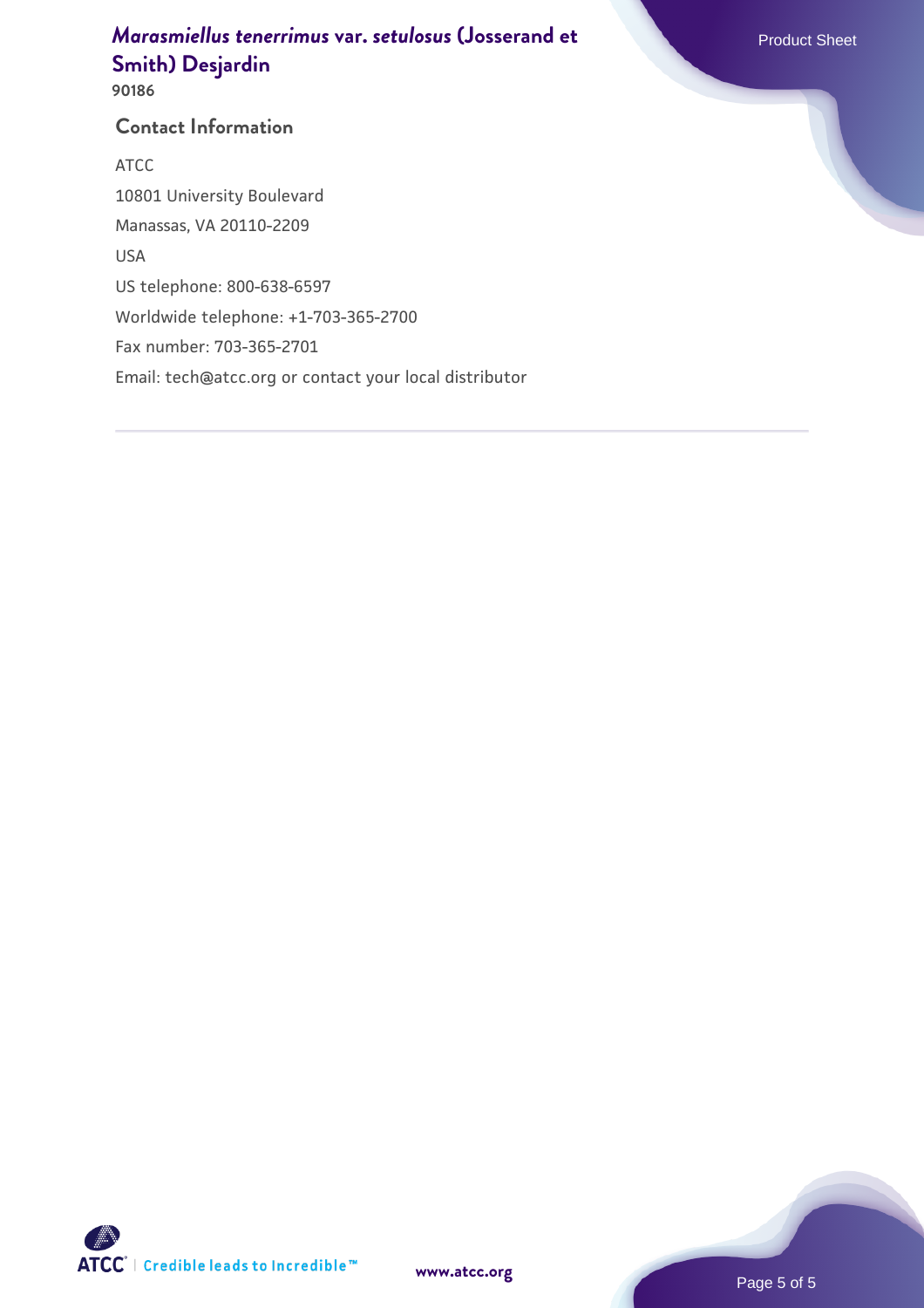## Contact Information

ATCC

10801 University Boulevard

Manassas, VA 20110-2209

USA

US telephone: 800-638-6597

Worldwide telephone: +1-703-365-2700

Fax number: 703-365-2701

Email: tech@atcc.org or contact your local distributor